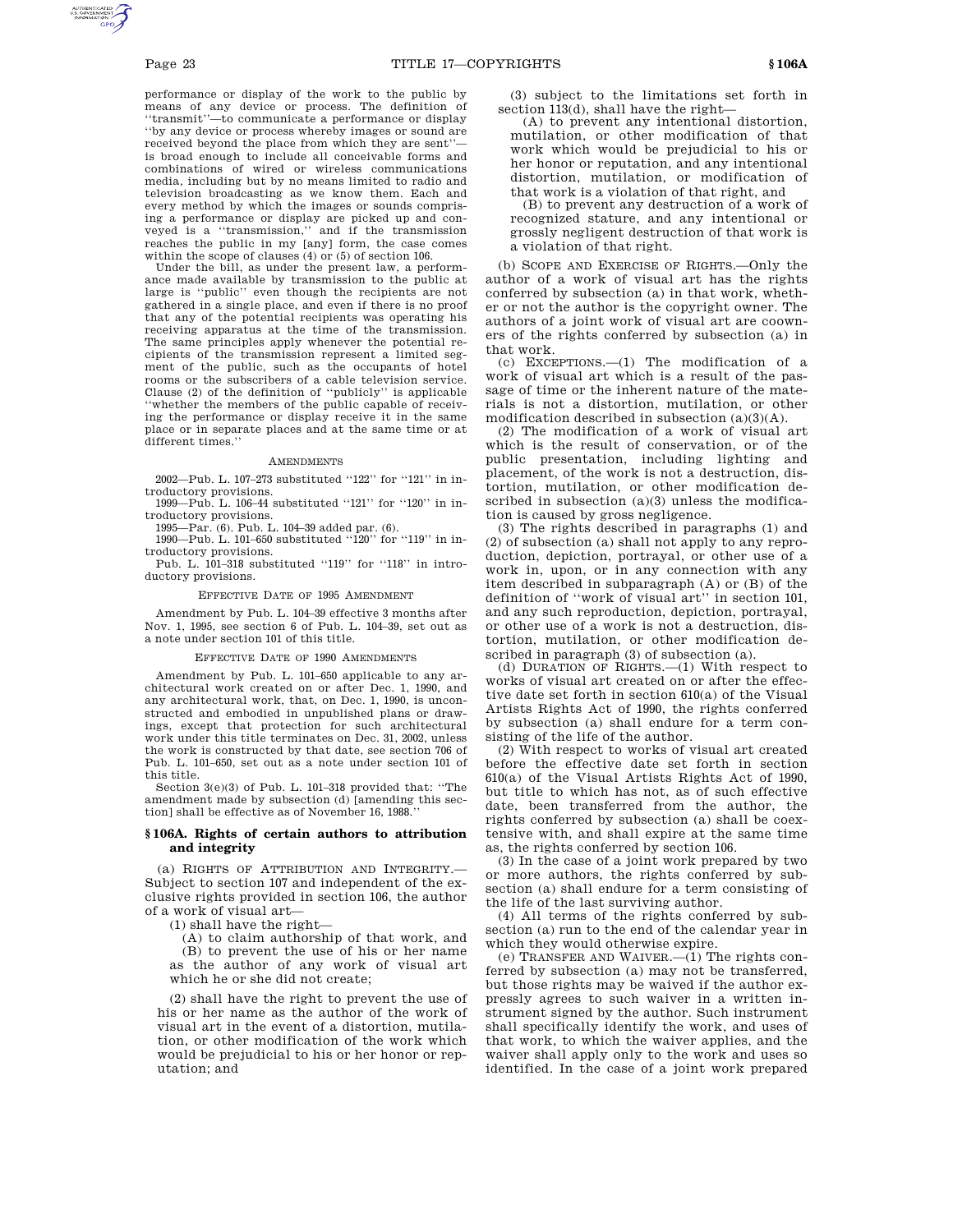performance or display of the work to the public by means of any device or process. The definition of ''transmit''—to communicate a performance or display ''by any device or process whereby images or sound are received beyond the place from which they are sent''—is broad enough to include all conceivable forms and combinations of wired or wireless communications media, including but by no means limited to radio and television broadcasting as we know them. Each and every method by which the images or sounds comprising a performance or display are picked up and conveyed is a ''transmission,'' and if the transmission reaches the public in my [any] form, the case comes within the scope of clauses (4) or (5) of section 106.

Under the bill, as under the present law, a performance made available by transmission to the public at large is ''public'' even though the recipients are not gathered in a single place, and even if there is no proof that any of the potential recipients was operating his receiving apparatus at the time of the transmission. The same principles apply whenever the potential recipients of the transmission represent a limited segment of the public, such as the occupants of hotel rooms or the subscribers of a cable television service. Clause (2) of the definition of ''publicly'' is applicable ''whether the members of the public capable of receiving the performance or display receive it in the same place or in separate places and at the same time or at different times.''

AMENDMENTS

2002—Pub. L. 107–273 substituted ''122'' for ''121'' in introductory provisions.

1999—Pub. L. 106–44 substituted ''121'' for ''120'' in introductory provisions.

1995—Par. (6). Pub. L. 104–39 added par. (6).

1990—Pub. L. 101–650 substituted ''120'' for ''119'' in introductory provisions.

Pub. L. 101–318 substituted ''119'' for ''118'' in introductory provisions.

EFFECTIVE DATE OF 1995 AMENDMENT

Amendment by Pub. L. 104–39 effective 3 months after Nov. 1, 1995, see section 6 of Pub. L. 104–39, set out as a note under section 101 of this title.

EFFECTIVE DATE OF 1990 AMENDMENTS

Amendment by Pub. L. 101–650 applicable to any architectural work created on or after Dec. 1, 1990, and any architectural work, that, on Dec. 1, 1990, is unconstructed and embodied in unpublished plans or drawings, except that protection for such architectural work under this title terminates on Dec. 31, 2002, unless the work is constructed by that date, see section 706 of Pub. L. 101–650, set out as a note under section 101 of this title.

Section 3(e)(3) of Pub. L. 101–318 provided that: ''The amendment made by subsection (d) [amending this section] shall be effective as of November 16, 1988.''

## § 106A. Rights of certain authors to attribution and integrity

(a) RIGHTS OF ATTRIBUTION AND INTEGRITY.—Subject to section 107 and independent of the exclusive rights provided in section 106, the author of a work of visual art—

(1) shall have the right—

(A) to claim authorship of that work, and

(B) to prevent the use of his or her name as the author of any work of visual art which he or she did not create;

(2) shall have the right to prevent the use of his or her name as the author of the work of visual art in the event of a distortion, mutilation, or other modification of the work which would be prejudicial to his or her honor or reputation; and

(3) subject to the limitations set forth in section 113(d), shall have the right—

(A) to prevent any intentional distortion, mutilation, or other modification of that work which would be prejudicial to his or her honor or reputation, and any intentional distortion, mutilation, or modification of that work is a violation of that right, and

(B) to prevent any destruction of a work of recognized stature, and any intentional or grossly negligent destruction of that work is a violation of that right.

(b) SCOPE AND EXERCISE OF RIGHTS.—Only the author of a work of visual art has the rights conferred by subsection (a) in that work, whether or not the author is the copyright owner. The authors of a joint work of visual art are coowners of the rights conferred by subsection (a) in that work.

(c) EXCEPTIONS.—(1) The modification of a work of visual art which is a result of the passage of time or the inherent nature of the materials is not a distortion, mutilation, or other modification described in subsection (a)(3)(A).

(2) The modification of a work of visual art which is the result of conservation, or of the public presentation, including lighting and placement, of the work is not a destruction, distortion, mutilation, or other modification described in subsection (a)(3) unless the modification is caused by gross negligence.

(3) The rights described in paragraphs (1) and (2) of subsection (a) shall not apply to any reproduction, depiction, portrayal, or other use of a work in, upon, or in any connection with any item described in subparagraph (A) or (B) of the definition of ''work of visual art'' in section 101, and any such reproduction, depiction, portrayal, or other use of a work is not a destruction, distortion, mutilation, or other modification described in paragraph (3) of subsection (a).

(d) DURATION OF RIGHTS.—(1) With respect to works of visual art created on or after the effective date set forth in section 610(a) of the Visual Artists Rights Act of 1990, the rights conferred by subsection (a) shall endure for a term consisting of the life of the author.

(2) With respect to works of visual art created before the effective date set forth in section 610(a) of the Visual Artists Rights Act of 1990, but title to which has not, as of such effective date, been transferred from the author, the rights conferred by subsection (a) shall be coextensive with, and shall expire at the same time as, the rights conferred by section 106.

(3) In the case of a joint work prepared by two or more authors, the rights conferred by subsection (a) shall endure for a term consisting of the life of the last surviving author.

(4) All terms of the rights conferred by subsection (a) run to the end of the calendar year in which they would otherwise expire.

(e) TRANSFER AND WAIVER.—(1) The rights conferred by subsection (a) may not be transferred, but those rights may be waived if the author expressly agrees to such waiver in a written instrument signed by the author. Such instrument shall specifically identify the work, and uses of that work, to which the waiver applies, and the waiver shall apply only to the work and uses so identified. In the case of a joint work prepared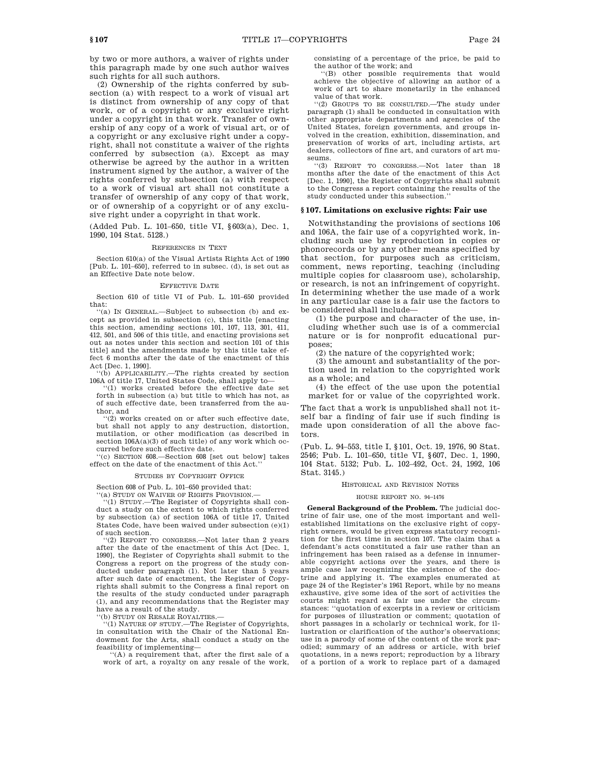by two or more authors, a waiver of rights under this paragraph made by one such author waives such rights for all such authors.

(2) Ownership of the rights conferred by subsection (a) with respect to a work of visual art is distinct from ownership of any copy of that work, or of a copyright or any exclusive right under a copyright in that work. Transfer of ownership of any copy of a work of visual art, or of a copyright or any exclusive right under a copyright, shall not constitute a waiver of the rights conferred by subsection (a). Except as may otherwise be agreed by the author in a written instrument signed by the author, a waiver of the rights conferred by subsection (a) with respect to a work of visual art shall not constitute a transfer of ownership of any copy of that work, or of ownership of a copyright or of any exclusive right under a copyright in that work.

(Added Pub. L. 101–650, title VI, §603(a), Dec. 1, 1990, 104 Stat. 5128.)

REFERENCES IN TEXT

Section 610(a) of the Visual Artists Rights Act of 1990 [Pub. L. 101–650], referred to in subsec. (d), is set out as an Effective Date note below.

EFFECTIVE DATE

Section 610 of title VI of Pub. L. 101–650 provided that:

"(a) IN GENERAL.—Subject to subsection (b) and except as provided in subsection (c), this title [enacting this section, amending sections 101, 107, 113, 301, 411, 412, 501, and 506 of this title, and enacting provisions set out as notes under this section and section 101 of this title] and the amendments made by this title take effect 6 months after the date of the enactment of this Act [Dec. 1, 1990].

"(b) APPLICABILITY.—The rights created by section 106A of title 17, United States Code, shall apply to—

"(1) works created before the effective date set forth in subsection (a) but title to which has not, as of such effective date, been transferred from the author, and

"(2) works created on or after such effective date, but shall not apply to any destruction, distortion, mutilation, or other modification (as described in section 106A(a)(3) of such title) of any work which occurred before such effective date.

"(c) SECTION 608.—Section 608 [set out below] takes effect on the date of the enactment of this Act."

STUDIES BY COPYRIGHT OFFICE

Section 608 of Pub. L. 101–650 provided that:

"(a) STUDY ON WAIVER OF RIGHTS PROVISION.—

"(1) STUDY.—The Register of Copyrights shall conduct a study on the extent to which rights conferred by subsection (a) of section 106A of title 17, United States Code, have been waived under subsection (e)(1) of such section.

"(2) REPORT TO CONGRESS.—Not later than 2 years after the date of the enactment of this Act [Dec. 1, 1990], the Register of Copyrights shall submit to the Congress a report on the progress of the study conducted under paragraph (1). Not later than 5 years after such date of enactment, the Register of Copyrights shall submit to the Congress a final report on the results of the study conducted under paragraph (1), and any recommendations that the Register may have as a result of the study.

"(b) STUDY ON RESALE ROYALTIES.—

"(1) NATURE OF STUDY.—The Register of Copyrights, in consultation with the Chair of the National Endowment for the Arts, shall conduct a study on the feasibility of implementing—

"(A) a requirement that, after the first sale of a work of art, a royalty on any resale of the work, consisting of a percentage of the price, be paid to the author of the work; and

"(B) other possible requirements that would achieve the objective of allowing an author of a work of art to share monetarily in the enhanced value of that work.

"(2) GROUPS TO BE CONSULTED.—The study under paragraph (1) shall be conducted in consultation with other appropriate departments and agencies of the United States, foreign governments, and groups involved in the creation, exhibition, dissemination, and preservation of works of art, including artists, art dealers, collectors of fine art, and curators of art museums.

"(3) REPORT TO CONGRESS.—Not later than 18 months after the date of the enactment of this Act [Dec. 1, 1990], the Register of Copyrights shall submit to the Congress a report containing the results of the study conducted under this subsection."

## §107. Limitations on exclusive rights: Fair use

Notwithstanding the provisions of sections 106 and 106A, the fair use of a copyrighted work, including such use by reproduction in copies or phonorecords or by any other means specified by that section, for purposes such as criticism, comment, news reporting, teaching (including multiple copies for classroom use), scholarship, or research, is not an infringement of copyright. In determining whether the use made of a work in any particular case is a fair use the factors to be considered shall include—

(1) the purpose and character of the use, including whether such use is of a commercial nature or is for nonprofit educational purposes;

(2) the nature of the copyrighted work;

(3) the amount and substantiality of the portion used in relation to the copyrighted work as a whole; and

(4) the effect of the use upon the potential market for or value of the copyrighted work.

The fact that a work is unpublished shall not itself bar a finding of fair use if such finding is made upon consideration of all the above factors.

(Pub. L. 94–553, title I, §101, Oct. 19, 1976, 90 Stat. 2546; Pub. L. 101–650, title VI, §607, Dec. 1, 1990, 104 Stat. 5132; Pub. L. 102–492, Oct. 24, 1992, 106 Stat. 3145.)

HISTORICAL AND REVISION NOTES

HOUSE REPORT NO. 94–1476

**General Background of the Problem.** The judicial doctrine of fair use, one of the most important and well-established limitations on the exclusive right of copyright owners, would be given express statutory recognition for the first time in section 107. The claim that a defendant's acts constituted a fair use rather than an infringement has been raised as a defense in innumerable copyright actions over the years, and there is ample case law recognizing the existence of the doctrine and applying it. The examples enumerated at page 24 of the Register's 1961 Report, while by no means exhaustive, give some idea of the sort of activities the courts might regard as fair use under the circumstances: "quotation of excerpts in a review or criticism for purposes of illustration or comment; quotation of short passages in a scholarly or technical work, for illustration or clarification of the author's observations; use in a parody of some of the content of the work parodied; summary of an address or article, with brief quotations, in a news report; reproduction by a library of a portion of a work to replace part of a damaged